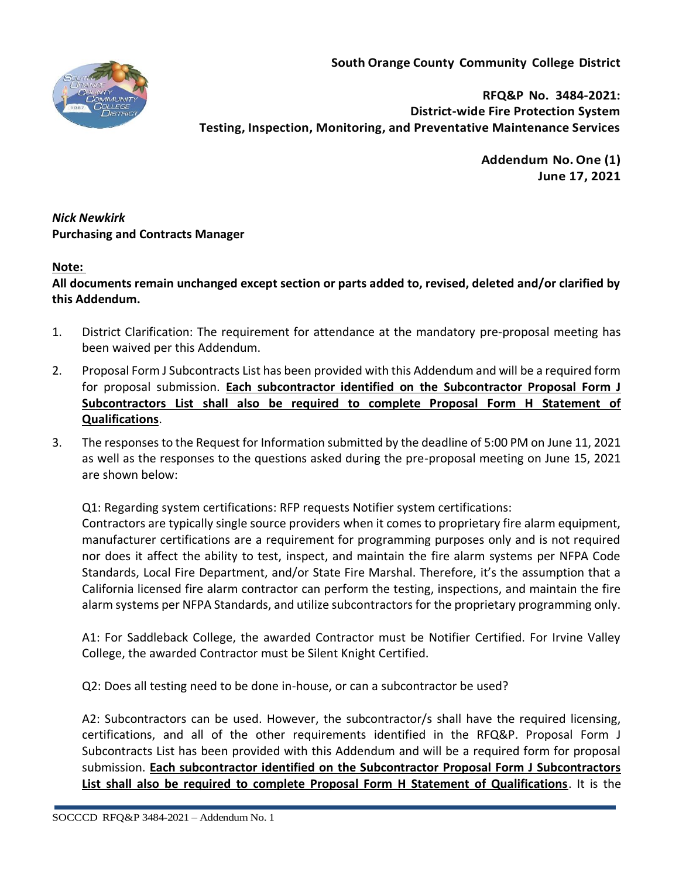**South Orange County Community College District**

**RFQ&P No. 3484-2021:**
**District-wide Fire Protection System**
**Testing, Inspection, Monitoring, and Preventative Maintenance Services**

**Addendum No. One (1)**
**June 17, 2021**

***Nick Newkirk***
**Purchasing and Contracts Manager**

**Note:**

**All documents remain unchanged except section or parts added to, revised, deleted and/or clarified by this Addendum.**

1. District Clarification: The requirement for attendance at the mandatory pre-proposal meeting has been waived per this Addendum.
2. Proposal Form J Subcontracts List has been provided with this Addendum and will be a required form for proposal submission. **Each subcontractor identified on the Subcontractor Proposal Form J Subcontractors List shall also be required to complete Proposal Form H Statement of Qualifications**.
3. The responses to the Request for Information submitted by the deadline of 5:00 PM on June 11, 2021 as well as the responses to the questions asked during the pre-proposal meeting on June 15, 2021 are shown below:

   Q1: Regarding system certifications: RFP requests Notifier system certifications:
   Contractors are typically single source providers when it comes to proprietary fire alarm equipment, manufacturer certifications are a requirement for programming purposes only and is not required nor does it affect the ability to test, inspect, and maintain the fire alarm systems per NFPA Code Standards, Local Fire Department, and/or State Fire Marshal. Therefore, it's the assumption that a California licensed fire alarm contractor can perform the testing, inspections, and maintain the fire alarm systems per NFPA Standards, and utilize subcontractors for the proprietary programming only.

   A1: For Saddleback College, the awarded Contractor must be Notifier Certified. For Irvine Valley College, the awarded Contractor must be Silent Knight Certified.

   Q2: Does all testing need to be done in-house, or can a subcontractor be used?

   A2: Subcontractors can be used. However, the subcontractor/s shall have the required licensing, certifications, and all of the other requirements identified in the RFQ&P. Proposal Form J Subcontracts List has been provided with this Addendum and will be a required form for proposal submission. **Each subcontractor identified on the Subcontractor Proposal Form J Subcontractors List shall also be required to complete Proposal Form H Statement of Qualifications**. It is the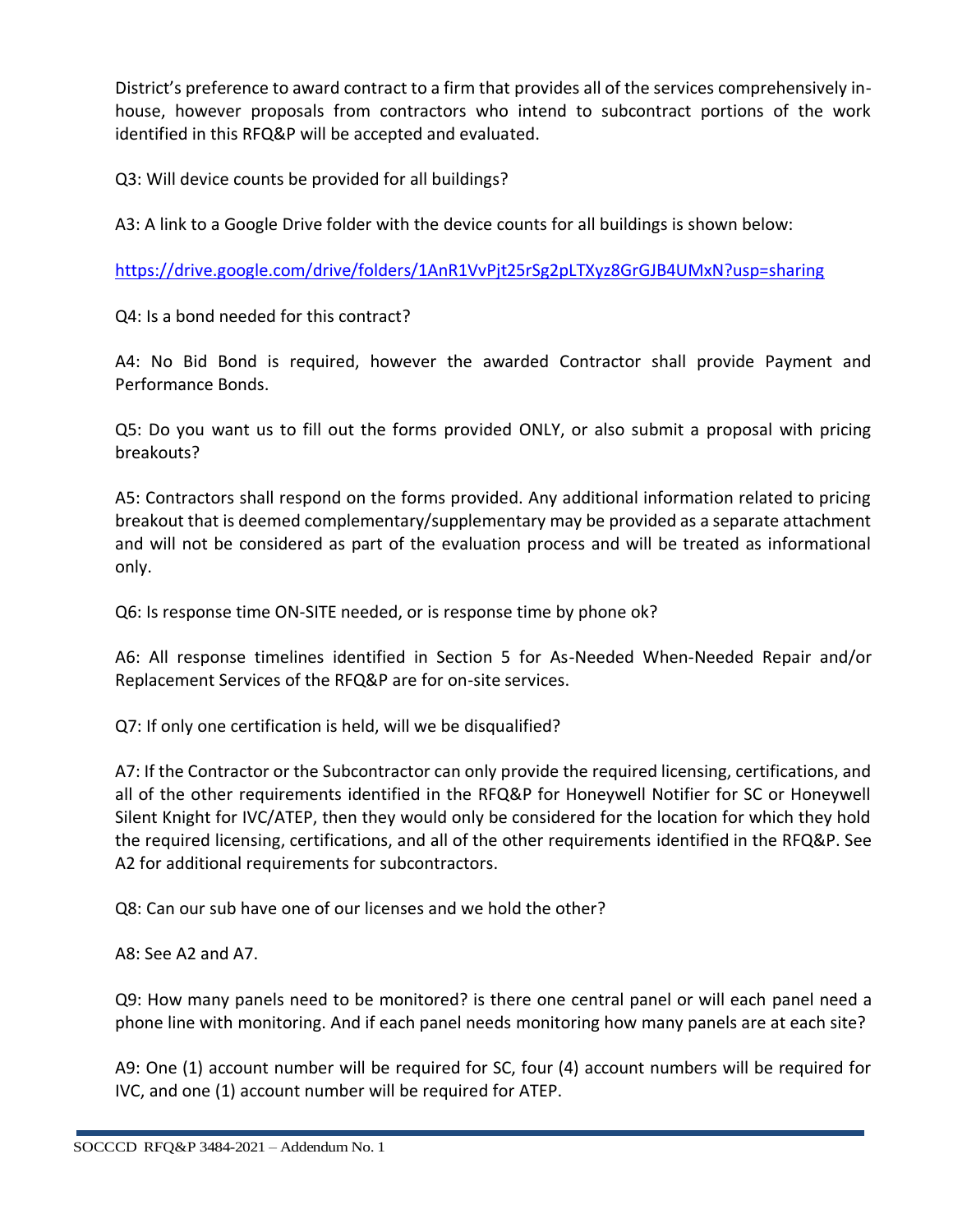District's preference to award contract to a firm that provides all of the services comprehensively in-house, however proposals from contractors who intend to subcontract portions of the work identified in this RFQ&P will be accepted and evaluated.

Q3: Will device counts be provided for all buildings?

A3: A link to a Google Drive folder with the device counts for all buildings is shown below:

https://drive.google.com/drive/folders/1AnR1VvPjt25rSg2pLTXyz8GrGJB4UMxN?usp=sharing

Q4: Is a bond needed for this contract?

A4: No Bid Bond is required, however the awarded Contractor shall provide Payment and Performance Bonds.

Q5: Do you want us to fill out the forms provided ONLY, or also submit a proposal with pricing breakouts?

A5: Contractors shall respond on the forms provided. Any additional information related to pricing breakout that is deemed complementary/supplementary may be provided as a separate attachment and will not be considered as part of the evaluation process and will be treated as informational only.

Q6: Is response time ON-SITE needed, or is response time by phone ok?

A6: All response timelines identified in Section 5 for As-Needed When-Needed Repair and/or Replacement Services of the RFQ&P are for on-site services.

Q7: If only one certification is held, will we be disqualified?

A7: If the Contractor or the Subcontractor can only provide the required licensing, certifications, and all of the other requirements identified in the RFQ&P for Honeywell Notifier for SC or Honeywell Silent Knight for IVC/ATEP, then they would only be considered for the location for which they hold the required licensing, certifications, and all of the other requirements identified in the RFQ&P. See A2 for additional requirements for subcontractors.

Q8: Can our sub have one of our licenses and we hold the other?

A8: See A2 and A7.

Q9: How many panels need to be monitored? is there one central panel or will each panel need a phone line with monitoring. And if each panel needs monitoring how many panels are at each site?

A9: One (1) account number will be required for SC, four (4) account numbers will be required for IVC, and one (1) account number will be required for ATEP.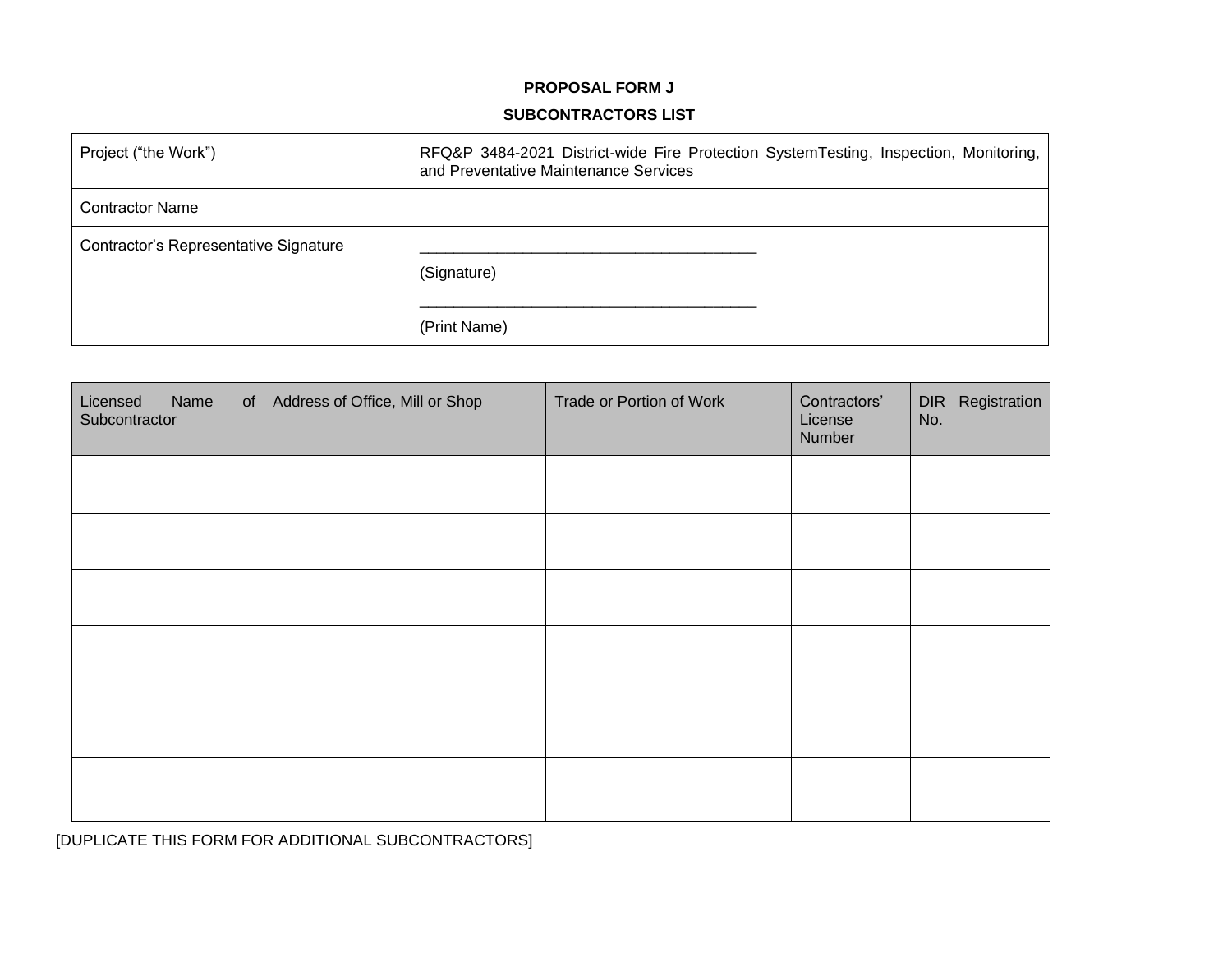**PROPOSAL FORM J**

**SUBCONTRACTORS LIST**

| | |
|---|---|
| Project ("the Work") | RFQ&P 3484-2021 District-wide Fire Protection SystemTesting, Inspection, Monitoring, and Preventative Maintenance Services |
| Contractor Name | |
| Contractor's Representative Signature | ______________________________________ (Signature) ______________________________________ (Print Name) |

| Licensed Name of Subcontractor | Address of Office, Mill or Shop | Trade or Portion of Work | Contractors' License Number | DIR Registration No. |
|---|---|---|---|---|
| | | | | |
| | | | | |
| | | | | |
| | | | | |
| | | | | |
| | | | | |

[DUPLICATE THIS FORM FOR ADDITIONAL SUBCONTRACTORS]